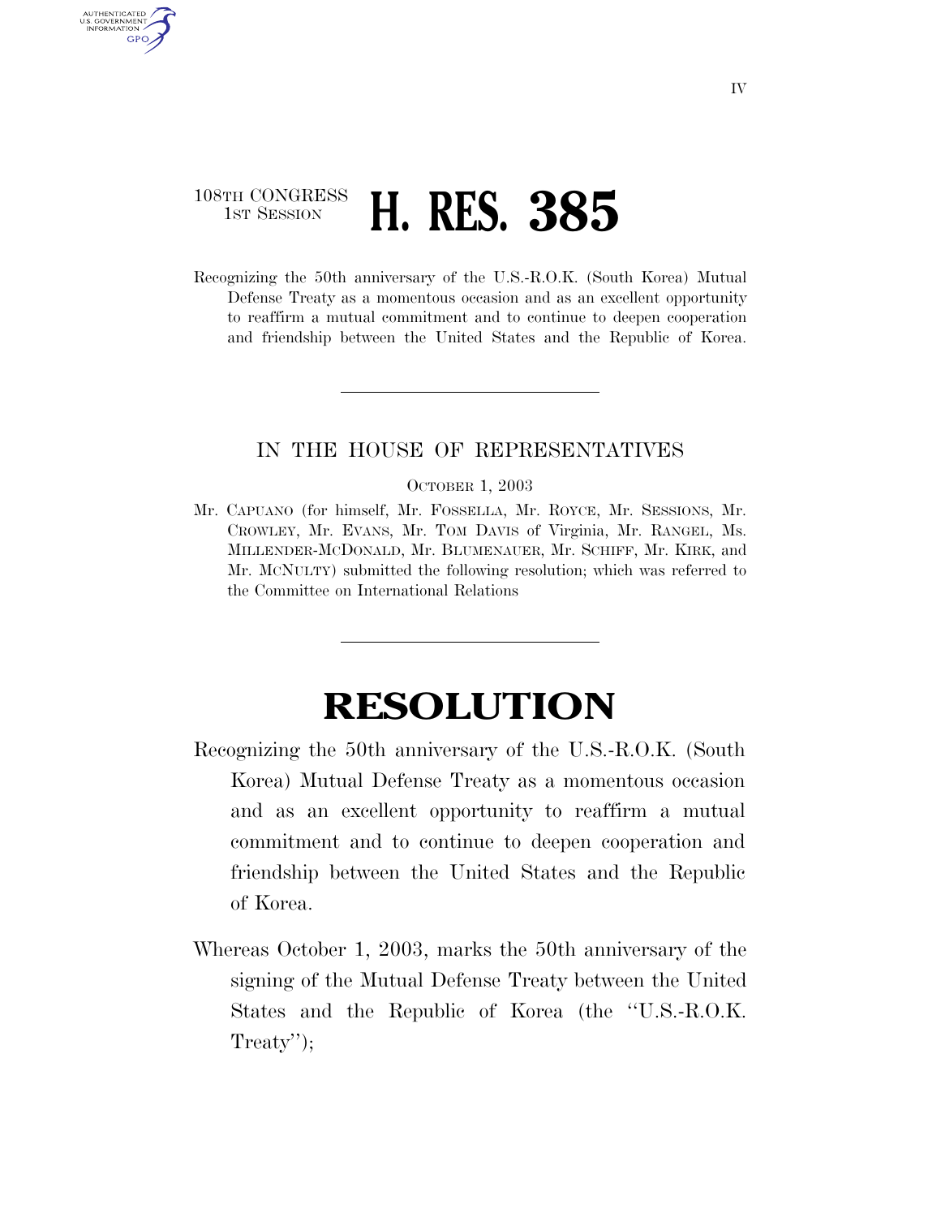108TH CONGRESS
1ST SESSION

# H. RES. 385

Recognizing the 50th anniversary of the U.S.-R.O.K. (South Korea) Mutual Defense Treaty as a momentous occasion and as an excellent opportunity to reaffirm a mutual commitment and to continue to deepen cooperation and friendship between the United States and the Republic of Korea.

---

IN THE HOUSE OF REPRESENTATIVES

OCTOBER 1, 2003

Mr. CAPUANO (for himself, Mr. FOSSELLA, Mr. ROYCE, Mr. SESSIONS, Mr. CROWLEY, Mr. EVANS, Mr. TOM DAVIS of Virginia, Mr. RANGEL, Ms. MILLENDER-MCDONALD, Mr. BLUMENAUER, Mr. SCHIFF, Mr. KIRK, and Mr. MCNULTY) submitted the following resolution; which was referred to the Committee on International Relations

---

# RESOLUTION

Recognizing the 50th anniversary of the U.S.-R.O.K. (South Korea) Mutual Defense Treaty as a momentous occasion and as an excellent opportunity to reaffirm a mutual commitment and to continue to deepen cooperation and friendship between the United States and the Republic of Korea.

Whereas October 1, 2003, marks the 50th anniversary of the signing of the Mutual Defense Treaty between the United States and the Republic of Korea (the ''U.S.-R.O.K. Treaty'');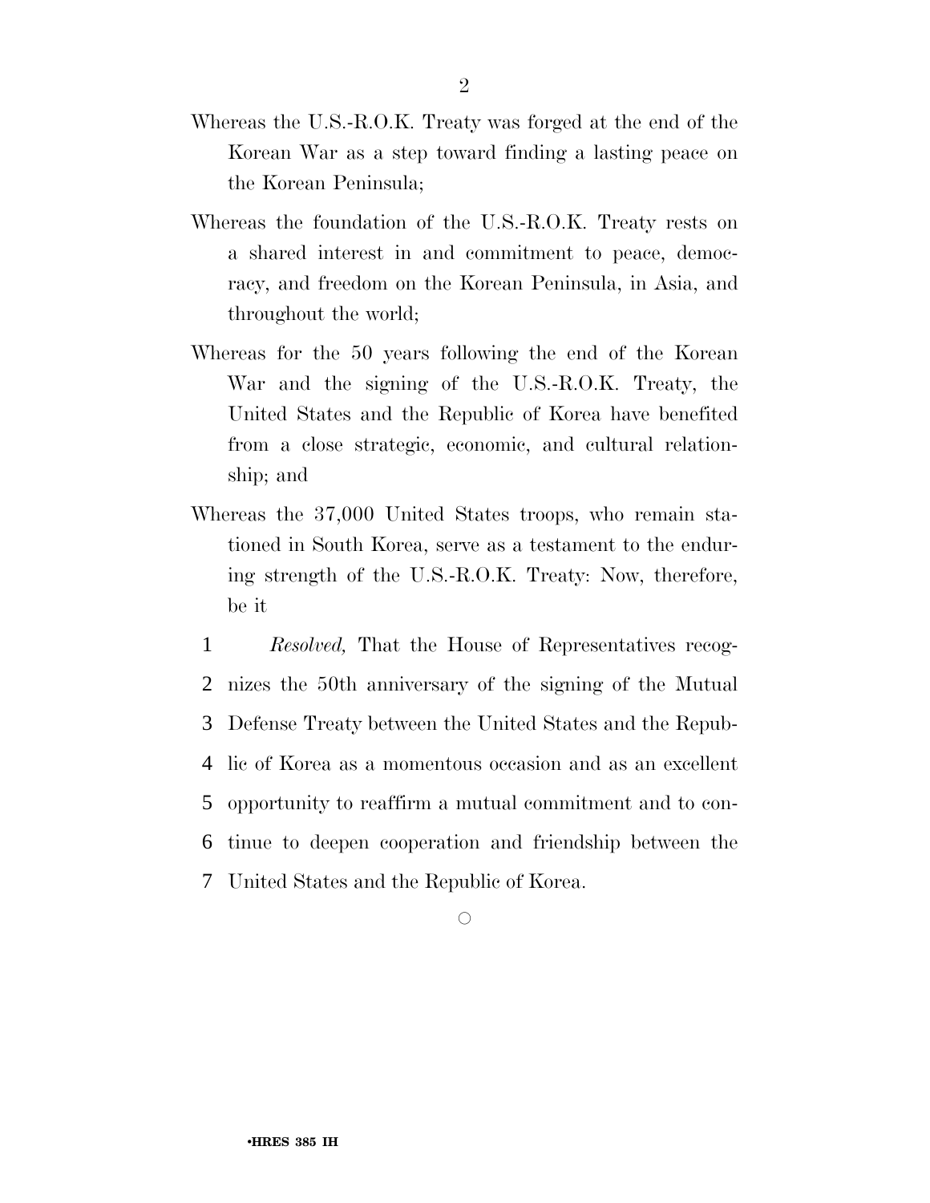Whereas the U.S.-R.O.K. Treaty was forged at the end of the Korean War as a step toward finding a lasting peace on the Korean Peninsula;

Whereas the foundation of the U.S.-R.O.K. Treaty rests on a shared interest in and commitment to peace, democracy, and freedom on the Korean Peninsula, in Asia, and throughout the world;

Whereas for the 50 years following the end of the Korean War and the signing of the U.S.-R.O.K. Treaty, the United States and the Republic of Korea have benefited from a close strategic, economic, and cultural relationship; and

Whereas the 37,000 United States troops, who remain stationed in South Korea, serve as a testament to the enduring strength of the U.S.-R.O.K. Treaty: Now, therefore, be it

1 *Resolved,* That the House of Representatives recog-
2 nizes the 50th anniversary of the signing of the Mutual
3 Defense Treaty between the United States and the Repub-
4 lic of Korea as a momentous occasion and as an excellent
5 opportunity to reaffirm a mutual commitment and to con-
6 tinue to deepen cooperation and friendship between the
7 United States and the Republic of Korea.

○

•HRES 385 IH